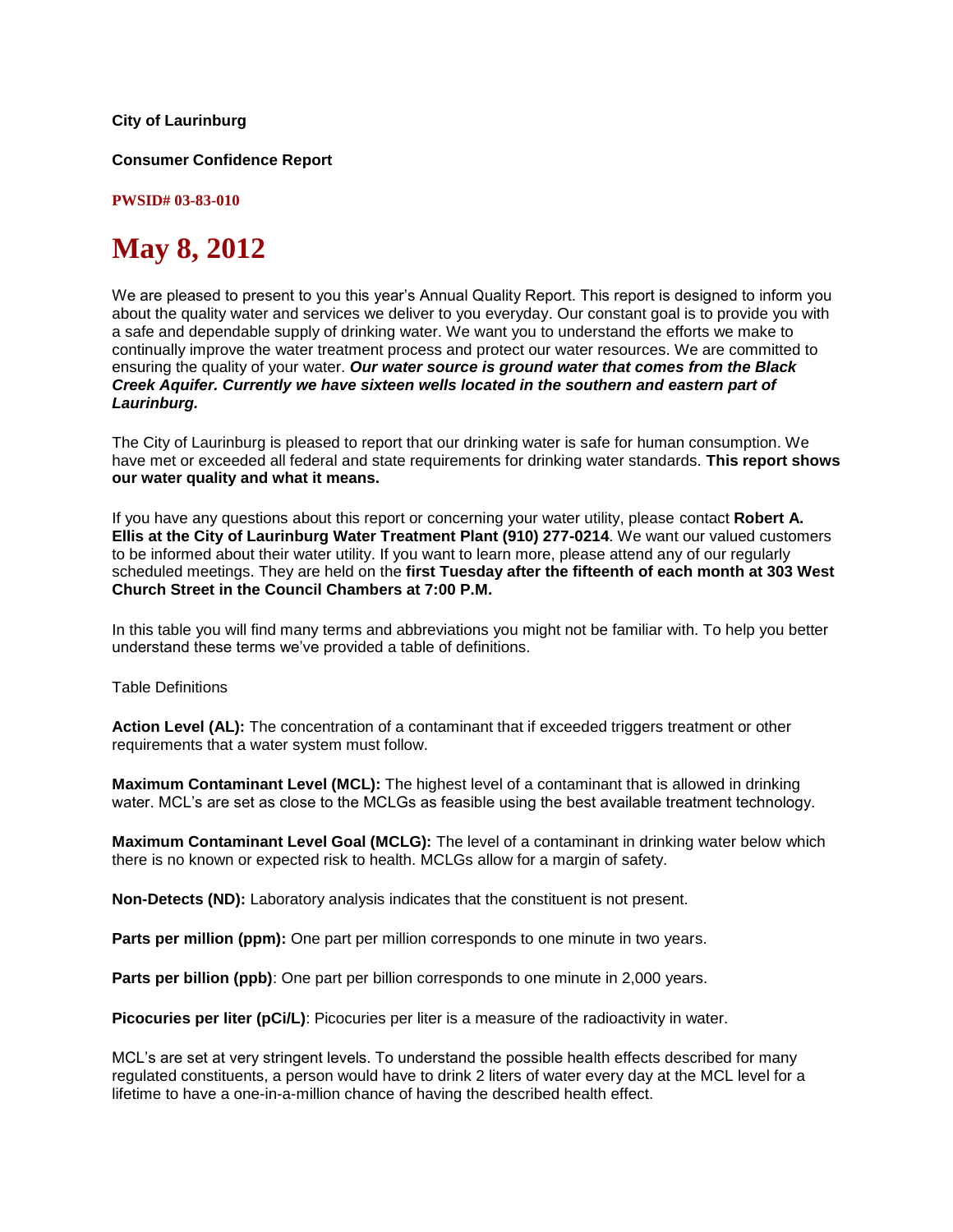**City of Laurinburg**

**Consumer Confidence Report**

**PWSID# 03-83-010**

# May 8, 2012

We are pleased to present to you this year's Annual Quality Report. This report is designed to inform you about the quality water and services we deliver to you everyday. Our constant goal is to provide you with a safe and dependable supply of drinking water. We want you to understand the efforts we make to continually improve the water treatment process and protect our water resources. We are committed to ensuring the quality of your water. ***Our water source is ground water that comes from the Black Creek Aquifer. Currently we have sixteen wells located in the southern and eastern part of Laurinburg.***

The City of Laurinburg is pleased to report that our drinking water is safe for human consumption. We have met or exceeded all federal and state requirements for drinking water standards. **This report shows our water quality and what it means.**

If you have any questions about this report or concerning your water utility, please contact **Robert A. Ellis at the City of Laurinburg Water Treatment Plant (910) 277-0214**. We want our valued customers to be informed about their water utility. If you want to learn more, please attend any of our regularly scheduled meetings. They are held on the **first Tuesday after the fifteenth of each month at 303 West Church Street in the Council Chambers at 7:00 P.M.**

In this table you will find many terms and abbreviations you might not be familiar with. To help you better understand these terms we've provided a table of definitions.

Table Definitions

**Action Level (AL):** The concentration of a contaminant that if exceeded triggers treatment or other requirements that a water system must follow.

**Maximum Contaminant Level (MCL):** The highest level of a contaminant that is allowed in drinking water. MCL's are set as close to the MCLGs as feasible using the best available treatment technology.

**Maximum Contaminant Level Goal (MCLG):** The level of a contaminant in drinking water below which there is no known or expected risk to health. MCLGs allow for a margin of safety.

**Non-Detects (ND):** Laboratory analysis indicates that the constituent is not present.

**Parts per million (ppm):** One part per million corresponds to one minute in two years.

**Parts per billion (ppb)**: One part per billion corresponds to one minute in 2,000 years.

**Picocuries per liter (pCi/L)**: Picocuries per liter is a measure of the radioactivity in water.

MCL's are set at very stringent levels. To understand the possible health effects described for many regulated constituents, a person would have to drink 2 liters of water every day at the MCL level for a lifetime to have a one-in-a-million chance of having the described health effect.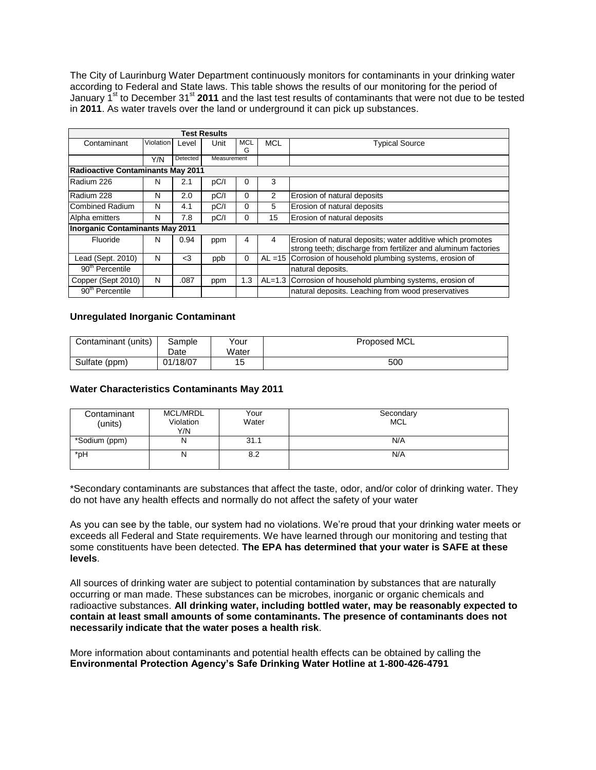The City of Laurinburg Water Department continuously monitors for contaminants in your drinking water according to Federal and State laws. This table shows the results of our monitoring for the period of January 1st to December 31st **2011** and the last test results of contaminants that were not due to be tested in **2011**. As water travels over the land or underground it can pick up substances.

| Test Results | | | | | | |
|---|---|---|---|---|---|---|
| Contaminant | Violation | Level | Unit | MCLG | MCL | Typical Source |
| | Y/N | Detected | Measurement | | | |
| **Radioactive Contaminants May 2011** | | | | | | |
| Radium 226 | N | 2.1 | pC/l | 0 | 3 | |
| Radium 228 | N | 2.0 | pC/l | 0 | 2 | Erosion of natural deposits |
| Combined Radium | N | 4.1 | pC/l | 0 | 5 | Erosion of natural deposits |
| Alpha emitters | N | 7.8 | pC/l | 0 | 15 | Erosion of natural deposits |
| **Inorganic Contaminants May 2011** | | | | | | |
| Fluoride | N | 0.94 | ppm | 4 | 4 | Erosion of natural deposits; water additive which promotes strong teeth; discharge from fertilizer and aluminum factories |
| Lead (Sept. 2010) | N | <3 | ppb | 0 | AL =15 | Corrosion of household plumbing systems, erosion of |
| 90th Percentile | | | | | | natural deposits. |
| Copper (Sept 2010) | N | .087 | ppm | 1.3 | AL=1.3 | Corrosion of household plumbing systems, erosion of |
| 90th Percentile | | | | | | natural deposits. Leaching from wood preservatives |

**Unregulated Inorganic Contaminant**

| Contaminant (units) | Sample Date | Your Water | Proposed MCL |
|---|---|---|---|
| Sulfate (ppm) | 01/18/07 | 15 | 500 |

**Water Characteristics Contaminants May 2011**

| Contaminant (units) | MCL/MRDL Violation Y/N | Your Water | Secondary MCL |
|---|---|---|---|
| *Sodium (ppm) | N | 31.1 | N/A |
| *pH | N | 8.2 | N/A |

*Secondary contaminants are substances that affect the taste, odor, and/or color of drinking water. They do not have any health effects and normally do not affect the safety of your water

As you can see by the table, our system had no violations. We're proud that your drinking water meets or exceeds all Federal and State requirements. We have learned through our monitoring and testing that some constituents have been detected. **The EPA has determined that your water is SAFE at these levels**.

All sources of drinking water are subject to potential contamination by substances that are naturally occurring or man made. These substances can be microbes, inorganic or organic chemicals and radioactive substances. **All drinking water, including bottled water, may be reasonably expected to contain at least small amounts of some contaminants. The presence of contaminants does not necessarily indicate that the water poses a health risk**.

More information about contaminants and potential health effects can be obtained by calling the **Environmental Protection Agency's Safe Drinking Water Hotline at 1-800-426-4791**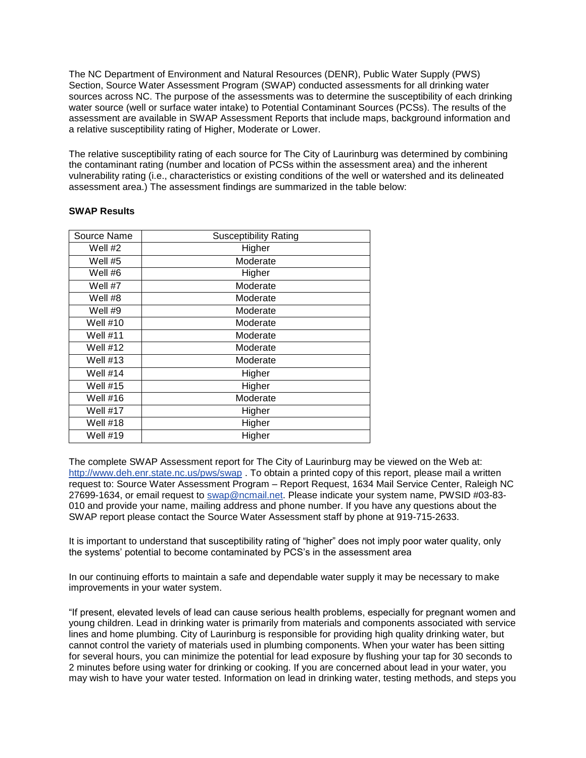The NC Department of Environment and Natural Resources (DENR), Public Water Supply (PWS) Section, Source Water Assessment Program (SWAP) conducted assessments for all drinking water sources across NC. The purpose of the assessments was to determine the susceptibility of each drinking water source (well or surface water intake) to Potential Contaminant Sources (PCSs). The results of the assessment are available in SWAP Assessment Reports that include maps, background information and a relative susceptibility rating of Higher, Moderate or Lower.

The relative susceptibility rating of each source for The City of Laurinburg was determined by combining the contaminant rating (number and location of PCSs within the assessment area) and the inherent vulnerability rating (i.e., characteristics or existing conditions of the well or watershed and its delineated assessment area.) The assessment findings are summarized in the table below:

**SWAP Results**

| Source Name | Susceptibility Rating |
|---|---|
| Well #2 | Higher |
| Well #5 | Moderate |
| Well #6 | Higher |
| Well #7 | Moderate |
| Well #8 | Moderate |
| Well #9 | Moderate |
| Well #10 | Moderate |
| Well #11 | Moderate |
| Well #12 | Moderate |
| Well #13 | Moderate |
| Well #14 | Higher |
| Well #15 | Higher |
| Well #16 | Moderate |
| Well #17 | Higher |
| Well #18 | Higher |
| Well #19 | Higher |

The complete SWAP Assessment report for The City of Laurinburg may be viewed on the Web at: http://www.deh.enr.state.nc.us/pws/swap . To obtain a printed copy of this report, please mail a written request to: Source Water Assessment Program – Report Request, 1634 Mail Service Center, Raleigh NC 27699-1634, or email request to swap@ncmail.net. Please indicate your system name, PWSID #03-83-010 and provide your name, mailing address and phone number. If you have any questions about the SWAP report please contact the Source Water Assessment staff by phone at 919-715-2633.

It is important to understand that susceptibility rating of "higher" does not imply poor water quality, only the systems' potential to become contaminated by PCS's in the assessment area

In our continuing efforts to maintain a safe and dependable water supply it may be necessary to make improvements in your water system.

"If present, elevated levels of lead can cause serious health problems, especially for pregnant women and young children. Lead in drinking water is primarily from materials and components associated with service lines and home plumbing. City of Laurinburg is responsible for providing high quality drinking water, but cannot control the variety of materials used in plumbing components. When your water has been sitting for several hours, you can minimize the potential for lead exposure by flushing your tap for 30 seconds to 2 minutes before using water for drinking or cooking. If you are concerned about lead in your water, you may wish to have your water tested. Information on lead in drinking water, testing methods, and steps you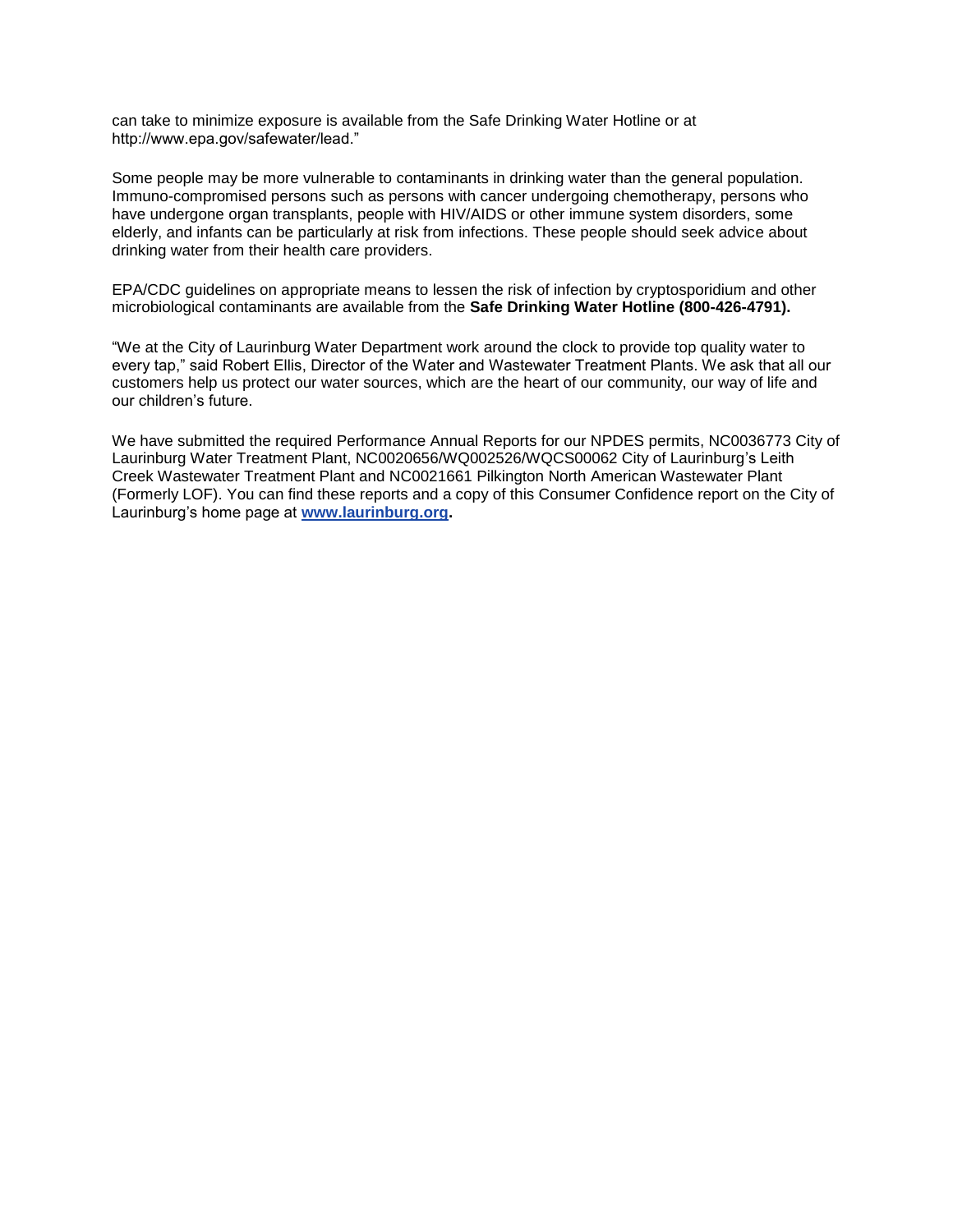can take to minimize exposure is available from the Safe Drinking Water Hotline or at http://www.epa.gov/safewater/lead."

Some people may be more vulnerable to contaminants in drinking water than the general population. Immuno-compromised persons such as persons with cancer undergoing chemotherapy, persons who have undergone organ transplants, people with HIV/AIDS or other immune system disorders, some elderly, and infants can be particularly at risk from infections. These people should seek advice about drinking water from their health care providers.

EPA/CDC guidelines on appropriate means to lessen the risk of infection by cryptosporidium and other microbiological contaminants are available from the **Safe Drinking Water Hotline (800-426-4791).**

"We at the City of Laurinburg Water Department work around the clock to provide top quality water to every tap," said Robert Ellis, Director of the Water and Wastewater Treatment Plants. We ask that all our customers help us protect our water sources, which are the heart of our community, our way of life and our children's future.

We have submitted the required Performance Annual Reports for our NPDES permits, NC0036773 City of Laurinburg Water Treatment Plant, NC0020656/WQ002526/WQCS00062 City of Laurinburg's Leith Creek Wastewater Treatment Plant and NC0021661 Pilkington North American Wastewater Plant (Formerly LOF). You can find these reports and a copy of this Consumer Confidence report on the City of Laurinburg's home page at **[www.laurinburg.org](http://www.laurinburg.org).**